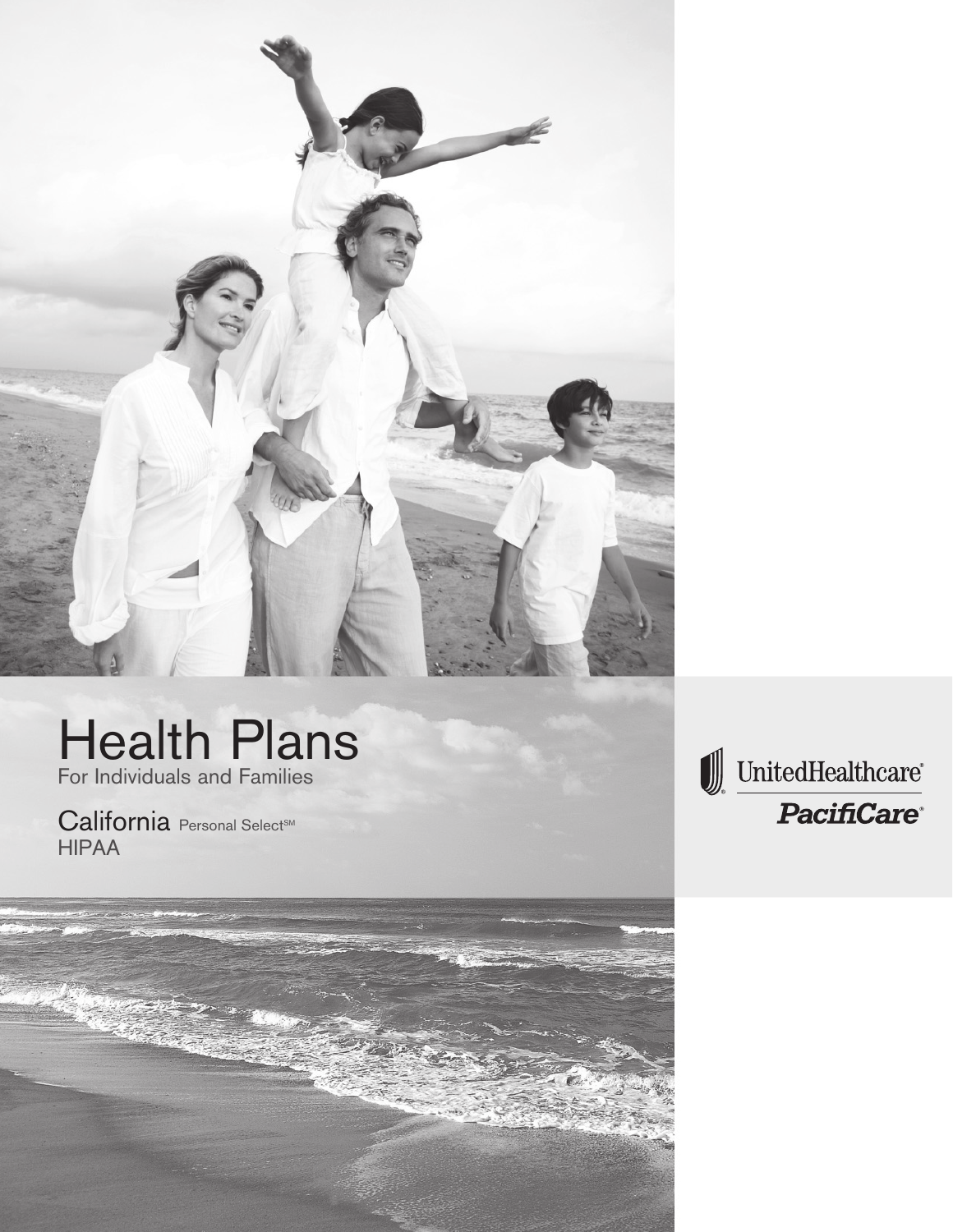# Health Plans

For Individuals and Families

California Personal Select℠
HIPAA

UnitedHealthcare®
PacifiCare®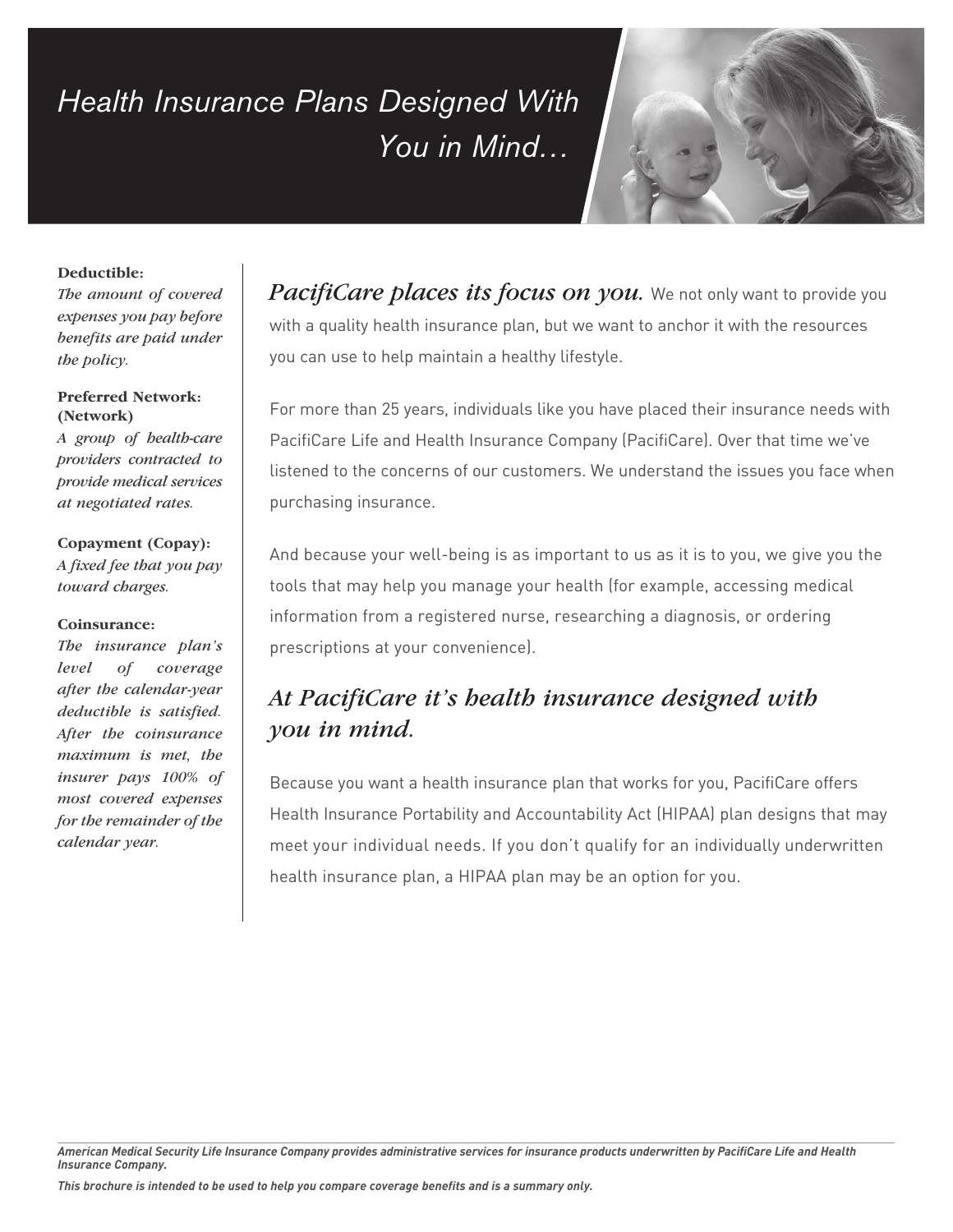# Health Insurance Plans Designed With You in Mind…

**Deductible:**
*The amount of covered expenses you pay before benefits are paid under the policy.*

**Preferred Network: (Network)**
*A group of health-care providers contracted to provide medical services at negotiated rates.*

**Copayment (Copay):**
*A fixed fee that you pay toward charges.*

**Coinsurance:**
*The insurance plan's level of coverage after the calendar-year deductible is satisfied. After the coinsurance maximum is met, the insurer pays 100% of most covered expenses for the remainder of the calendar year.*

***PacifiCare places its focus on you.*** We not only want to provide you with a quality health insurance plan, but we want to anchor it with the resources you can use to help maintain a healthy lifestyle.

For more than 25 years, individuals like you have placed their insurance needs with PacifiCare Life and Health Insurance Company (PacifiCare). Over that time we've listened to the concerns of our customers. We understand the issues you face when purchasing insurance.

And because your well-being is as important to us as it is to you, we give you the tools that may help you manage your health (for example, accessing medical information from a registered nurse, researching a diagnosis, or ordering prescriptions at your convenience).

## *At PacifiCare it's health insurance designed with you in mind.*

Because you want a health insurance plan that works for you, PacifiCare offers Health Insurance Portability and Accountability Act (HIPAA) plan designs that may meet your individual needs. If you don't qualify for an individually underwritten health insurance plan, a HIPAA plan may be an option for you.

***American Medical Security Life Insurance Company provides administrative services for insurance products underwritten by PacifiCare Life and Health Insurance Company.***

***This brochure is intended to be used to help you compare coverage benefits and is a summary only.***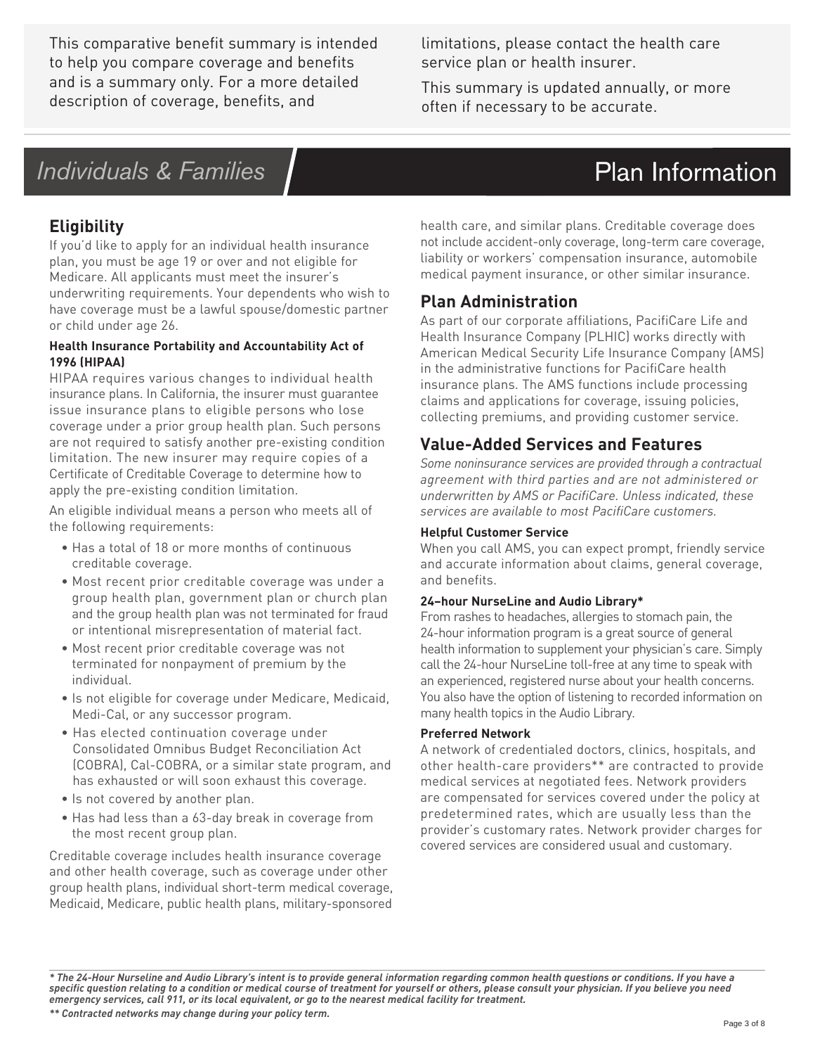This comparative benefit summary is intended to help you compare coverage and benefits and is a summary only. For a more detailed description of coverage, benefits, and limitations, please contact the health care service plan or health insurer.

This summary is updated annually, or more often if necessary to be accurate.

# *Individuals & Families* Plan Information

## Eligibility

If you'd like to apply for an individual health insurance plan, you must be age 19 or over and not eligible for Medicare. All applicants must meet the insurer's underwriting requirements. Your dependents who wish to have coverage must be a lawful spouse/domestic partner or child under age 26.

**Health Insurance Portability and Accountability Act of 1996 (HIPAA)**

HIPAA requires various changes to individual health insurance plans. In California, the insurer must guarantee issue insurance plans to eligible persons who lose coverage under a prior group health plan. Such persons are not required to satisfy another pre-existing condition limitation. The new insurer may require copies of a Certificate of Creditable Coverage to determine how to apply the pre-existing condition limitation.

An eligible individual means a person who meets all of the following requirements:

- Has a total of 18 or more months of continuous creditable coverage.
- Most recent prior creditable coverage was under a group health plan, government plan or church plan and the group health plan was not terminated for fraud or intentional misrepresentation of material fact.
- Most recent prior creditable coverage was not terminated for nonpayment of premium by the individual.
- Is not eligible for coverage under Medicare, Medicaid, Medi-Cal, or any successor program.
- Has elected continuation coverage under Consolidated Omnibus Budget Reconciliation Act (COBRA), Cal-COBRA, or a similar state program, and has exhausted or will soon exhaust this coverage.
- Is not covered by another plan.
- Has had less than a 63-day break in coverage from the most recent group plan.

Creditable coverage includes health insurance coverage and other health coverage, such as coverage under other group health plans, individual short-term medical coverage, Medicaid, Medicare, public health plans, military-sponsored health care, and similar plans. Creditable coverage does not include accident-only coverage, long-term care coverage, liability or workers' compensation insurance, automobile medical payment insurance, or other similar insurance.

## Plan Administration

As part of our corporate affiliations, PacifiCare Life and Health Insurance Company (PLHIC) works directly with American Medical Security Life Insurance Company (AMS) in the administrative functions for PacifiCare health insurance plans. The AMS functions include processing claims and applications for coverage, issuing policies, collecting premiums, and providing customer service.

## Value-Added Services and Features

*Some noninsurance services are provided through a contractual agreement with third parties and are not administered or underwritten by AMS or PacifiCare. Unless indicated, these services are available to most PacifiCare customers.*

**Helpful Customer Service**

When you call AMS, you can expect prompt, friendly service and accurate information about claims, general coverage, and benefits.

**24–hour NurseLine and Audio Library***

From rashes to headaches, allergies to stomach pain, the 24-hour information program is a great source of general health information to supplement your physician's care. Simply call the 24-hour NurseLine toll-free at any time to speak with an experienced, registered nurse about your health concerns. You also have the option of listening to recorded information on many health topics in the Audio Library.

**Preferred Network**

A network of credentialed doctors, clinics, hospitals, and other health-care providers** are contracted to provide medical services at negotiated fees. Network providers are compensated for services covered under the policy at predetermined rates, which are usually less than the provider's customary rates. Network provider charges for covered services are considered usual and customary.

***\* The 24-Hour Nurseline and Audio Library's intent is to provide general information regarding common health questions or conditions. If you have a specific question relating to a condition or medical course of treatment for yourself or others, please consult your physician. If you believe you need emergency services, call 911, or its local equivalent, or go to the nearest medical facility for treatment.***

***\*\* Contracted networks may change during your policy term.***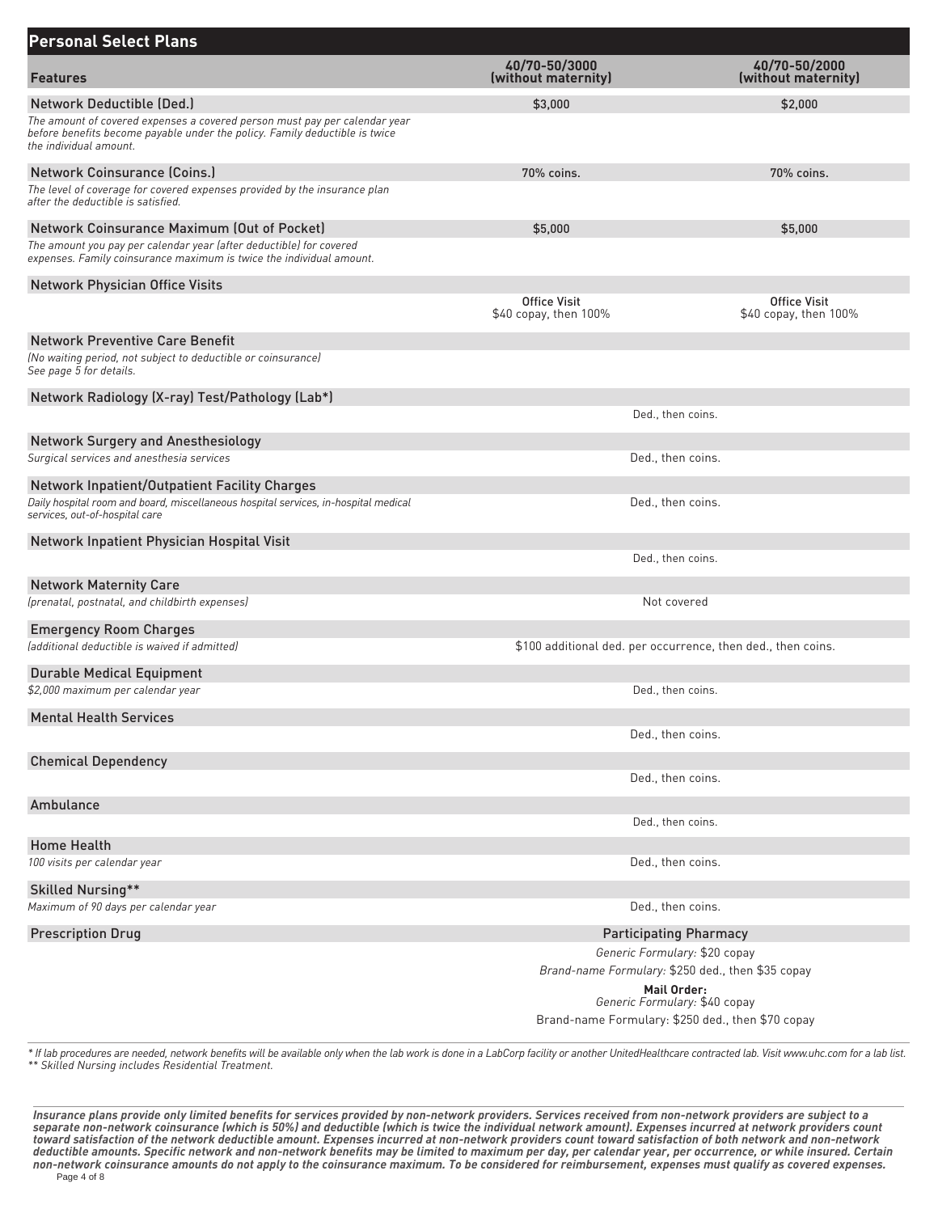## Personal Select Plans

| Features | 40/70-50/3000 (without maternity) | 40/70-50/2000 (without maternity) |
|---|---|---|
| **Network Deductible (Ded.)**<br>*The amount of covered expenses a covered person must pay per calendar year before benefits become payable under the policy. Family deductible is twice the individual amount.* | $3,000 | $2,000 |
| **Network Coinsurance (Coins.)**<br>*The level of coverage for covered expenses provided by the insurance plan after the deductible is satisfied.* | 70% coins. | 70% coins. |
| **Network Coinsurance Maximum (Out of Pocket)**<br>*The amount you pay per calendar year (after deductible) for covered expenses. Family coinsurance maximum is twice the individual amount.* | $5,000 | $5,000 |
| **Network Physician Office Visits** | **Office Visit**<br>$40 copay, then 100% | **Office Visit**<br>$40 copay, then 100% |
| **Network Preventive Care Benefit**<br>*(No waiting period, not subject to deductible or coinsurance) See page 5 for details.* | | |
| **Network Radiology (X-ray) Test/Pathology (Lab*)** | Ded., then coins. | |
| **Network Surgery and Anesthesiology**<br>*Surgical services and anesthesia services* | Ded., then coins. | |
| **Network Inpatient/Outpatient Facility Charges**<br>*Daily hospital room and board, miscellaneous hospital services, in-hospital medical services, out-of-hospital care* | Ded., then coins. | |
| **Network Inpatient Physician Hospital Visit** | Ded., then coins. | |
| **Network Maternity Care**<br>*(prenatal, postnatal, and childbirth expenses)* | Not covered | |
| **Emergency Room Charges**<br>*(additional deductible is waived if admitted)* | $100 additional ded. per occurrence, then ded., then coins. | |
| **Durable Medical Equipment**<br>*$2,000 maximum per calendar year* | Ded., then coins. | |
| **Mental Health Services** | Ded., then coins. | |
| **Chemical Dependency** | Ded., then coins. | |
| **Ambulance** | Ded., then coins. | |
| **Home Health**<br>*100 visits per calendar year* | Ded., then coins. | |
| **Skilled Nursing****<br>*Maximum of 90 days per calendar year* | Ded., then coins. | |
| **Prescription Drug** | **Participating Pharmacy**<br>*Generic Formulary:* $20 copay<br>*Brand-name Formulary:* $250 ded., then $35 copay<br>**Mail Order:**<br>*Generic Formulary:* $40 copay<br>Brand-name Formulary: $250 ded., then $70 copay | |

*\* If lab procedures are needed, network benefits will be available only when the lab work is done in a LabCorp facility or another UnitedHealthcare contracted lab. Visit www.uhc.com for a lab list.*
*\*\* Skilled Nursing includes Residential Treatment.*

***Insurance plans provide only limited benefits for services provided by non-network providers. Services received from non-network providers are subject to a separate non-network coinsurance (which is 50%) and deductible (which is twice the individual network amount). Expenses incurred at network providers count toward satisfaction of the network deductible amount. Expenses incurred at non-network providers count toward satisfaction of both network and non-network deductible amounts. Specific network and non-network benefits may be limited to maximum per day, per calendar year, per occurrence, or while insured. Certain non-network coinsurance amounts do not apply to the coinsurance maximum. To be considered for reimbursement, expenses must qualify as covered expenses.***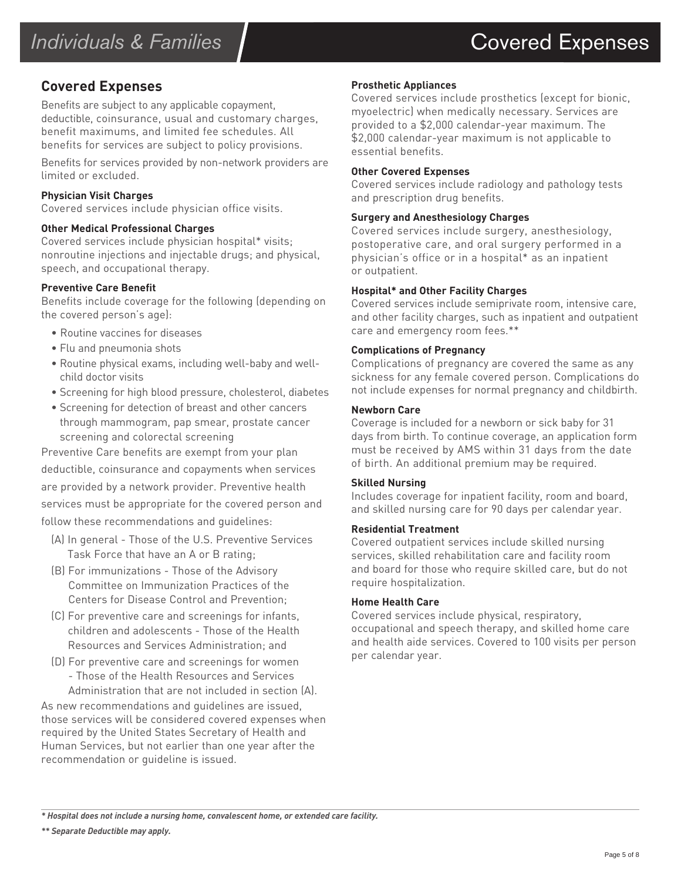## Covered Expenses

Benefits are subject to any applicable copayment, deductible, coinsurance, usual and customary charges, benefit maximums, and limited fee schedules. All benefits for services are subject to policy provisions.

Benefits for services provided by non-network providers are limited or excluded.

**Physician Visit Charges**
Covered services include physician office visits.

**Other Medical Professional Charges**
Covered services include physician hospital* visits; nonroutine injections and injectable drugs; and physical, speech, and occupational therapy.

**Preventive Care Benefit**
Benefits include coverage for the following (depending on the covered person's age):

- Routine vaccines for diseases
- Flu and pneumonia shots
- Routine physical exams, including well-baby and well-child doctor visits
- Screening for high blood pressure, cholesterol, diabetes
- Screening for detection of breast and other cancers through mammogram, pap smear, prostate cancer screening and colorectal screening

Preventive Care benefits are exempt from your plan deductible, coinsurance and copayments when services are provided by a network provider. Preventive health services must be appropriate for the covered person and follow these recommendations and guidelines:

(A) In general - Those of the U.S. Preventive Services Task Force that have an A or B rating;

(B) For immunizations - Those of the Advisory Committee on Immunization Practices of the Centers for Disease Control and Prevention;

(C) For preventive care and screenings for infants, children and adolescents - Those of the Health Resources and Services Administration; and

(D) For preventive care and screenings for women - Those of the Health Resources and Services Administration that are not included in section (A).

As new recommendations and guidelines are issued, those services will be considered covered expenses when required by the United States Secretary of Health and Human Services, but not earlier than one year after the recommendation or guideline is issued.

**Prosthetic Appliances**
Covered services include prosthetics (except for bionic, myoelectric) when medically necessary. Services are provided to a $2,000 calendar-year maximum. The $2,000 calendar-year maximum is not applicable to essential benefits.

**Other Covered Expenses**
Covered services include radiology and pathology tests and prescription drug benefits.

**Surgery and Anesthesiology Charges**
Covered services include surgery, anesthesiology, postoperative care, and oral surgery performed in a physician's office or in a hospital* as an inpatient or outpatient.

**Hospital* and Other Facility Charges**
Covered services include semiprivate room, intensive care, and other facility charges, such as inpatient and outpatient care and emergency room fees.**

**Complications of Pregnancy**
Complications of pregnancy are covered the same as any sickness for any female covered person. Complications do not include expenses for normal pregnancy and childbirth.

**Newborn Care**
Coverage is included for a newborn or sick baby for 31 days from birth. To continue coverage, an application form must be received by AMS within 31 days from the date of birth. An additional premium may be required.

**Skilled Nursing**
Includes coverage for inpatient facility, room and board, and skilled nursing care for 90 days per calendar year.

**Residential Treatment**
Covered outpatient services include skilled nursing services, skilled rehabilitation care and facility room and board for those who require skilled care, but do not require hospitalization.

**Home Health Care**
Covered services include physical, respiratory, occupational and speech therapy, and skilled home care and health aide services. Covered to 100 visits per person per calendar year.

***Hospital does not include a nursing home, convalescent home, or extended care facility.***

***** Separate Deductible may apply.***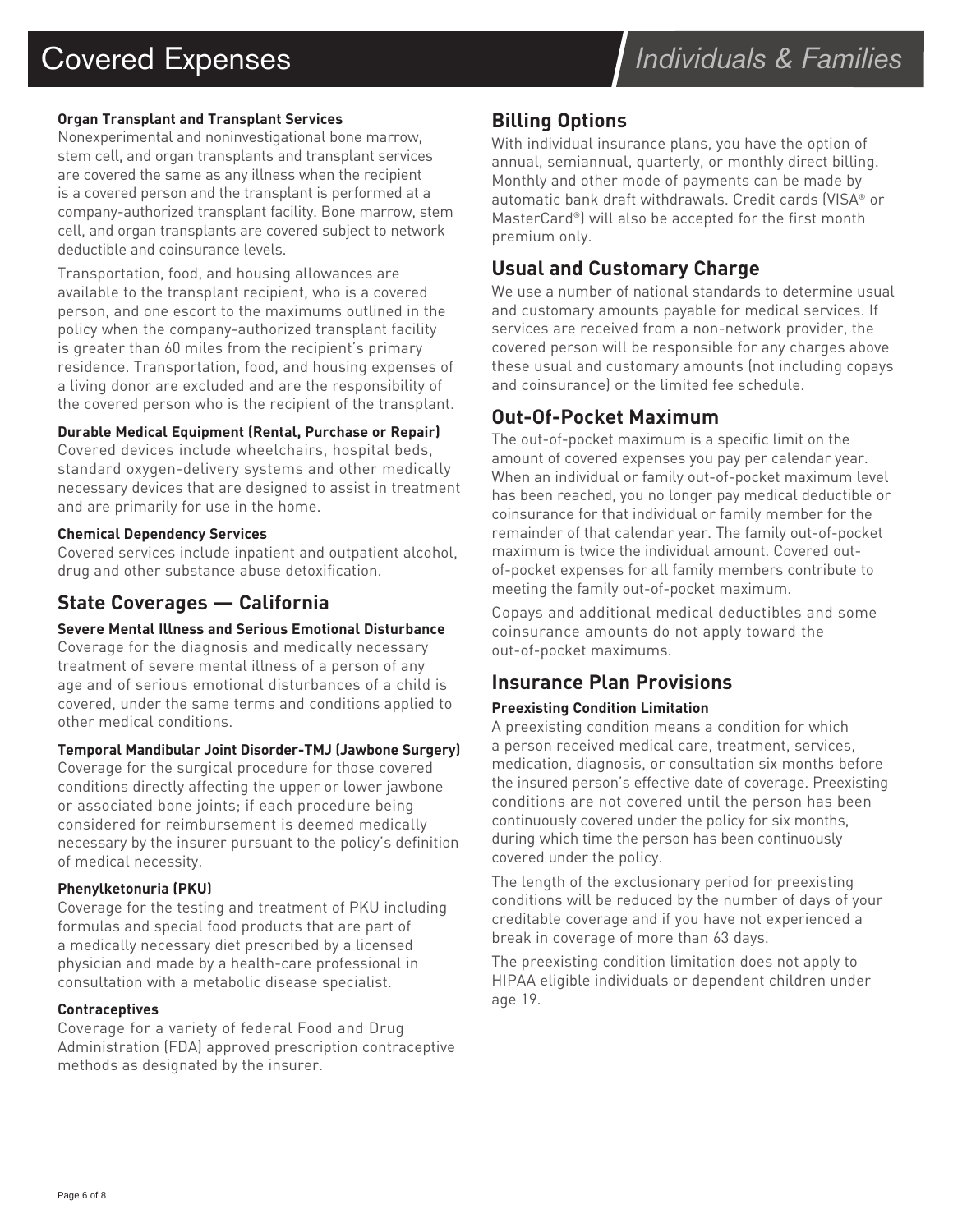# Covered Expenses

*Individuals & Families*

**Organ Transplant and Transplant Services**

Nonexperimental and noninvestigational bone marrow, stem cell, and organ transplants and transplant services are covered the same as any illness when the recipient is a covered person and the transplant is performed at a company-authorized transplant facility. Bone marrow, stem cell, and organ transplants are covered subject to network deductible and coinsurance levels.

Transportation, food, and housing allowances are available to the transplant recipient, who is a covered person, and one escort to the maximums outlined in the policy when the company-authorized transplant facility is greater than 60 miles from the recipient's primary residence. Transportation, food, and housing expenses of a living donor are excluded and are the responsibility of the covered person who is the recipient of the transplant.

**Durable Medical Equipment (Rental, Purchase or Repair)**

Covered devices include wheelchairs, hospital beds, standard oxygen-delivery systems and other medically necessary devices that are designed to assist in treatment and are primarily for use in the home.

**Chemical Dependency Services**

Covered services include inpatient and outpatient alcohol, drug and other substance abuse detoxification.

## State Coverages — California

**Severe Mental Illness and Serious Emotional Disturbance**

Coverage for the diagnosis and medically necessary treatment of severe mental illness of a person of any age and of serious emotional disturbances of a child is covered, under the same terms and conditions applied to other medical conditions.

**Temporal Mandibular Joint Disorder-TMJ (Jawbone Surgery)**

Coverage for the surgical procedure for those covered conditions directly affecting the upper or lower jawbone or associated bone joints; if each procedure being considered for reimbursement is deemed medically necessary by the insurer pursuant to the policy's definition of medical necessity.

**Phenylketonuria (PKU)**

Coverage for the testing and treatment of PKU including formulas and special food products that are part of a medically necessary diet prescribed by a licensed physician and made by a health-care professional in consultation with a metabolic disease specialist.

**Contraceptives**

Coverage for a variety of federal Food and Drug Administration (FDA) approved prescription contraceptive methods as designated by the insurer.

## Billing Options

With individual insurance plans, you have the option of annual, semiannual, quarterly, or monthly direct billing. Monthly and other mode of payments can be made by automatic bank draft withdrawals. Credit cards (VISA® or MasterCard®) will also be accepted for the first month premium only.

## Usual and Customary Charge

We use a number of national standards to determine usual and customary amounts payable for medical services. If services are received from a non-network provider, the covered person will be responsible for any charges above these usual and customary amounts (not including copays and coinsurance) or the limited fee schedule.

## Out-Of-Pocket Maximum

The out-of-pocket maximum is a specific limit on the amount of covered expenses you pay per calendar year. When an individual or family out-of-pocket maximum level has been reached, you no longer pay medical deductible or coinsurance for that individual or family member for the remainder of that calendar year. The family out-of-pocket maximum is twice the individual amount. Covered out-of-pocket expenses for all family members contribute to meeting the family out-of-pocket maximum.

Copays and additional medical deductibles and some coinsurance amounts do not apply toward the out-of-pocket maximums.

## Insurance Plan Provisions

**Preexisting Condition Limitation**

A preexisting condition means a condition for which a person received medical care, treatment, services, medication, diagnosis, or consultation six months before the insured person's effective date of coverage. Preexisting conditions are not covered until the person has been continuously covered under the policy for six months, during which time the person has been continuously covered under the policy.

The length of the exclusionary period for preexisting conditions will be reduced by the number of days of your creditable coverage and if you have not experienced a break in coverage of more than 63 days.

The preexisting condition limitation does not apply to HIPAA eligible individuals or dependent children under age 19.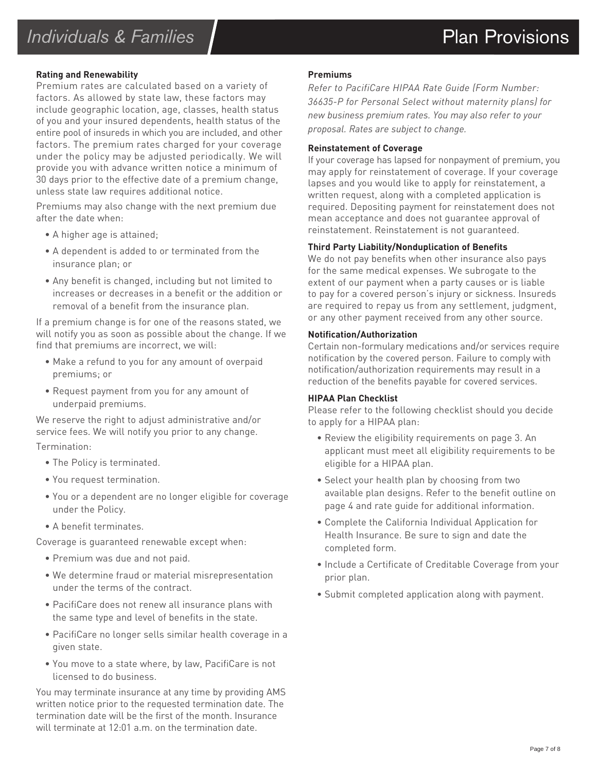## Plan Provisions

**Rating and Renewability**

Premium rates are calculated based on a variety of factors. As allowed by state law, these factors may include geographic location, age, classes, health status of you and your insured dependents, health status of the entire pool of insureds in which you are included, and other factors. The premium rates charged for your coverage under the policy may be adjusted periodically. We will provide you with advance written notice a minimum of 30 days prior to the effective date of a premium change, unless state law requires additional notice.

Premiums may also change with the next premium due after the date when:

- A higher age is attained;
- A dependent is added to or terminated from the insurance plan; or
- Any benefit is changed, including but not limited to increases or decreases in a benefit or the addition or removal of a benefit from the insurance plan.

If a premium change is for one of the reasons stated, we will notify you as soon as possible about the change. If we find that premiums are incorrect, we will:

- Make a refund to you for any amount of overpaid premiums; or
- Request payment from you for any amount of underpaid premiums.

We reserve the right to adjust administrative and/or service fees. We will notify you prior to any change.

Termination:

- The Policy is terminated.
- You request termination.
- You or a dependent are no longer eligible for coverage under the Policy.
- A benefit terminates.

Coverage is guaranteed renewable except when:

- Premium was due and not paid.
- We determine fraud or material misrepresentation under the terms of the contract.
- PacifiCare does not renew all insurance plans with the same type and level of benefits in the state.
- PacifiCare no longer sells similar health coverage in a given state.
- You move to a state where, by law, PacifiCare is not licensed to do business.

You may terminate insurance at any time by providing AMS written notice prior to the requested termination date. The termination date will be the first of the month. Insurance will terminate at 12:01 a.m. on the termination date.

**Premiums**

*Refer to PacifiCare HIPAA Rate Guide (Form Number: 36635-P for Personal Select without maternity plans) for new business premium rates. You may also refer to your proposal. Rates are subject to change.*

**Reinstatement of Coverage**

If your coverage has lapsed for nonpayment of premium, you may apply for reinstatement of coverage. If your coverage lapses and you would like to apply for reinstatement, a written request, along with a completed application is required. Depositing payment for reinstatement does not mean acceptance and does not guarantee approval of reinstatement. Reinstatement is not guaranteed.

**Third Party Liability/Nonduplication of Benefits**

We do not pay benefits when other insurance also pays for the same medical expenses. We subrogate to the extent of our payment when a party causes or is liable to pay for a covered person's injury or sickness. Insureds are required to repay us from any settlement, judgment, or any other payment received from any other source.

**Notification/Authorization**

Certain non-formulary medications and/or services require notification by the covered person. Failure to comply with notification/authorization requirements may result in a reduction of the benefits payable for covered services.

**HIPAA Plan Checklist**

Please refer to the following checklist should you decide to apply for a HIPAA plan:

- Review the eligibility requirements on page 3. An applicant must meet all eligibility requirements to be eligible for a HIPAA plan.
- Select your health plan by choosing from two available plan designs. Refer to the benefit outline on page 4 and rate guide for additional information.
- Complete the California Individual Application for Health Insurance. Be sure to sign and date the completed form.
- Include a Certificate of Creditable Coverage from your prior plan.
- Submit completed application along with payment.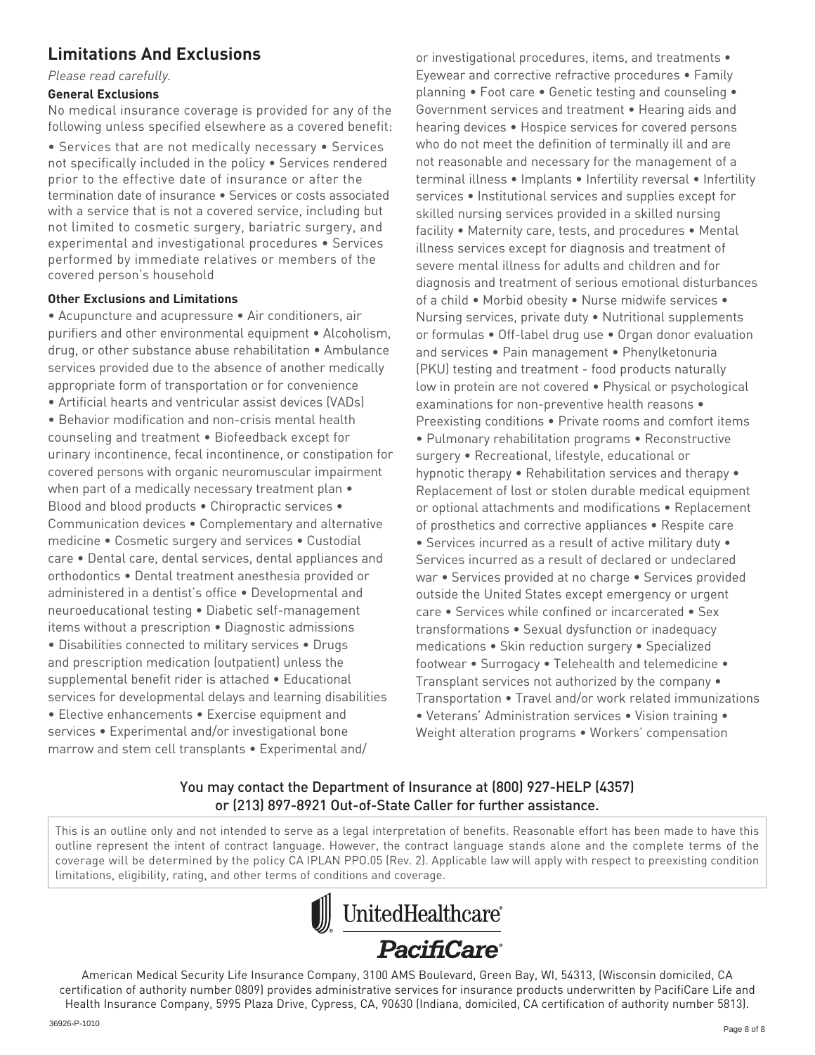## Limitations And Exclusions

*Please read carefully.*

### General Exclusions

No medical insurance coverage is provided for any of the following unless specified elsewhere as a covered benefit:

• Services that are not medically necessary • Services not specifically included in the policy • Services rendered prior to the effective date of insurance or after the termination date of insurance • Services or costs associated with a service that is not a covered service, including but not limited to cosmetic surgery, bariatric surgery, and experimental and investigational procedures • Services performed by immediate relatives or members of the covered person's household

### Other Exclusions and Limitations

• Acupuncture and acupressure • Air conditioners, air purifiers and other environmental equipment • Alcoholism, drug, or other substance abuse rehabilitation • Ambulance services provided due to the absence of another medically appropriate form of transportation or for convenience • Artificial hearts and ventricular assist devices (VADs) • Behavior modification and non-crisis mental health counseling and treatment • Biofeedback except for urinary incontinence, fecal incontinence, or constipation for covered persons with organic neuromuscular impairment when part of a medically necessary treatment plan • Blood and blood products • Chiropractic services • Communication devices • Complementary and alternative medicine • Cosmetic surgery and services • Custodial care • Dental care, dental services, dental appliances and orthodontics • Dental treatment anesthesia provided or administered in a dentist's office • Developmental and neuroeducational testing • Diabetic self-management items without a prescription • Diagnostic admissions • Disabilities connected to military services • Drugs and prescription medication (outpatient) unless the supplemental benefit rider is attached • Educational services for developmental delays and learning disabilities • Elective enhancements • Exercise equipment and services • Experimental and/or investigational bone marrow and stem cell transplants • Experimental and/or investigational procedures, items, and treatments • Eyewear and corrective refractive procedures • Family planning • Foot care • Genetic testing and counseling • Government services and treatment • Hearing aids and hearing devices • Hospice services for covered persons who do not meet the definition of terminally ill and are not reasonable and necessary for the management of a terminal illness • Implants • Infertility reversal • Infertility services • Institutional services and supplies except for skilled nursing services provided in a skilled nursing facility • Maternity care, tests, and procedures • Mental illness services except for diagnosis and treatment of severe mental illness for adults and children and for diagnosis and treatment of serious emotional disturbances of a child • Morbid obesity • Nurse midwife services • Nursing services, private duty • Nutritional supplements or formulas • Off-label drug use • Organ donor evaluation and services • Pain management • Phenylketonuria (PKU) testing and treatment - food products naturally low in protein are not covered • Physical or psychological examinations for non-preventive health reasons • Preexisting conditions • Private rooms and comfort items • Pulmonary rehabilitation programs • Reconstructive surgery • Recreational, lifestyle, educational or hypnotic therapy • Rehabilitation services and therapy • Replacement of lost or stolen durable medical equipment or optional attachments and modifications • Replacement of prosthetics and corrective appliances • Respite care • Services incurred as a result of active military duty • Services incurred as a result of declared or undeclared war • Services provided at no charge • Services provided outside the United States except emergency or urgent care • Services while confined or incarcerated • Sex transformations • Sexual dysfunction or inadequacy medications • Skin reduction surgery • Specialized footwear • Surrogacy • Telehealth and telemedicine • Transplant services not authorized by the company • Transportation • Travel and/or work related immunizations • Veterans' Administration services • Vision training • Weight alteration programs • Workers' compensation

You may contact the Department of Insurance at (800) 927-HELP (4357) or (213) 897-8921 Out-of-State Caller for further assistance.

This is an outline only and not intended to serve as a legal interpretation of benefits. Reasonable effort has been made to have this outline represent the intent of contract language. However, the contract language stands alone and the complete terms of the coverage will be determined by the policy CA IPLAN PPO.05 (Rev. 2). Applicable law will apply with respect to preexisting condition limitations, eligibility, rating, and other terms of conditions and coverage.

UnitedHealthcare®

PacifiCare®

American Medical Security Life Insurance Company, 3100 AMS Boulevard, Green Bay, WI, 54313, (Wisconsin domiciled, CA certification of authority number 0809) provides administrative services for insurance products underwritten by PacifiCare Life and Health Insurance Company, 5995 Plaza Drive, Cypress, CA, 90630 (Indiana, domiciled, CA certification of authority number 5813).

36926-P-1010